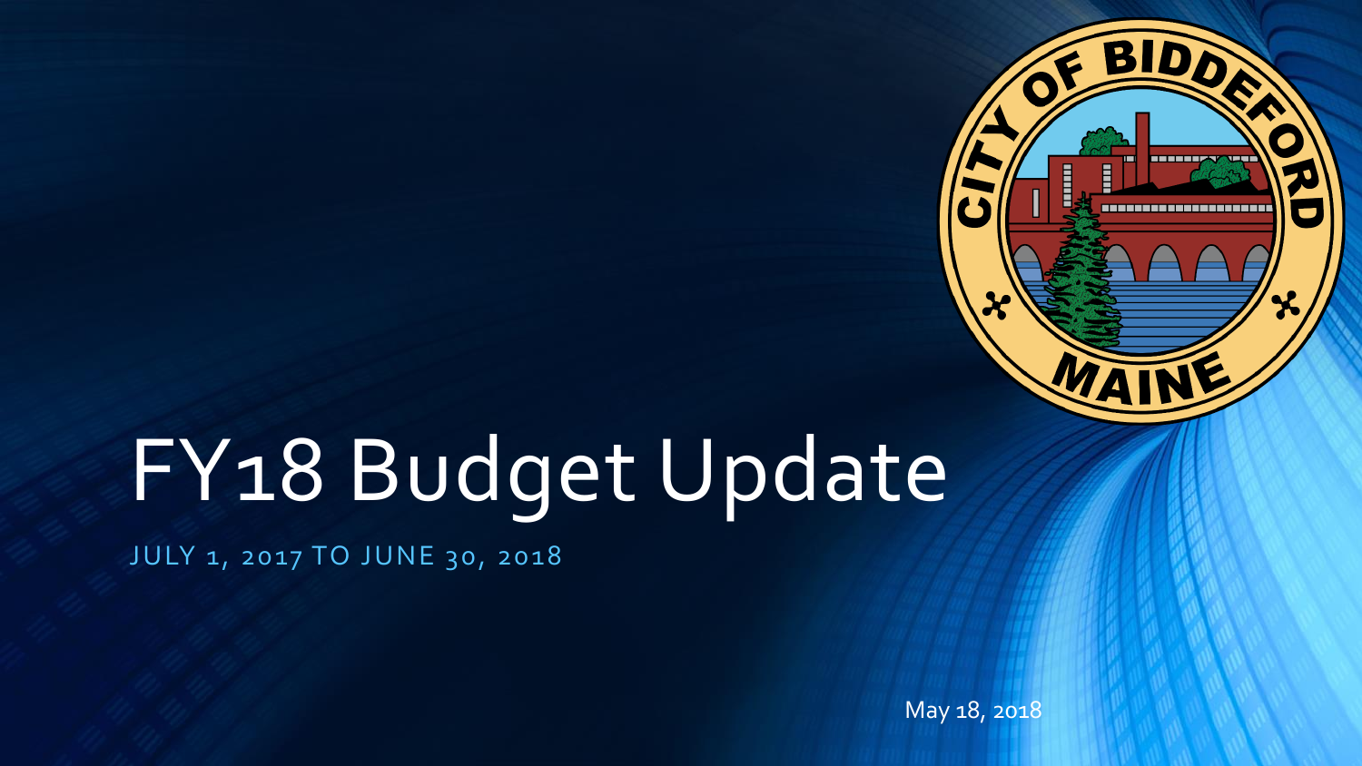# FY18 Budget Update

JULY 1, 2017 TO JUNE 30, 2018

May 18, 2018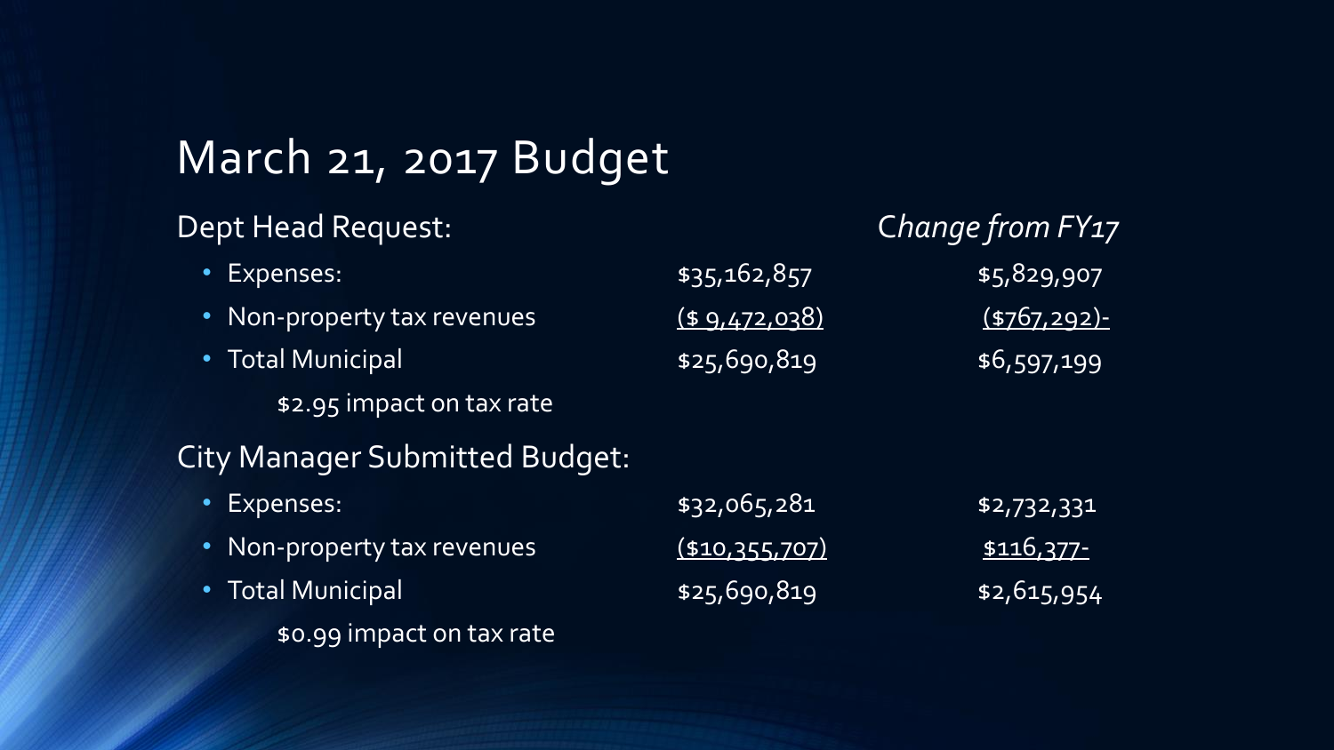# March 21, 2017 Budget

## Dept Head Request:

| | | *Change from FY17* |
|---|---|---|
| • Expenses: | $35,162,857 | $5,829,907 |
| • Non-property tax revenues | ($ 9,472,038) | ($767,292)- |
| • Total Municipal | $25,690,819 | $6,597,199 |
| $2.95 impact on tax rate | | |

## City Manager Submitted Budget:

| | | |
|---|---|---|
| • Expenses: | $32,065,281 | $2,732,331 |
| • Non-property tax revenues | ($10,355,707) | $116,377- |
| • Total Municipal | $25,690,819 | $2,615,954 |
| $0.99 impact on tax rate | | |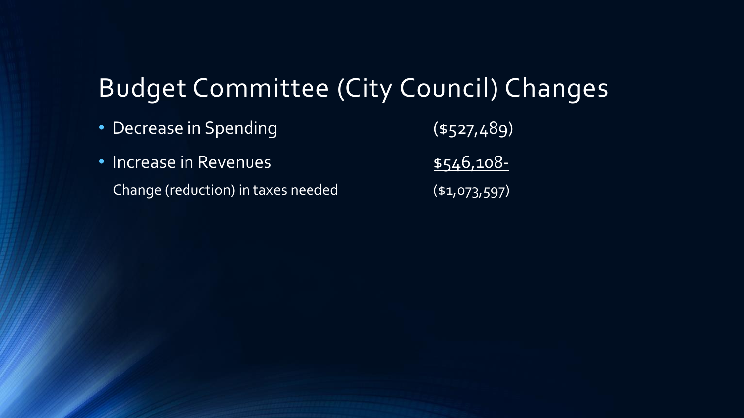# Budget Committee (City Council) Changes

| | |
|---|---|
| • Decrease in Spending | ($527,489) |
| • Increase in Revenues | $546,108- |
| Change (reduction) in taxes needed | ($1,073,597) |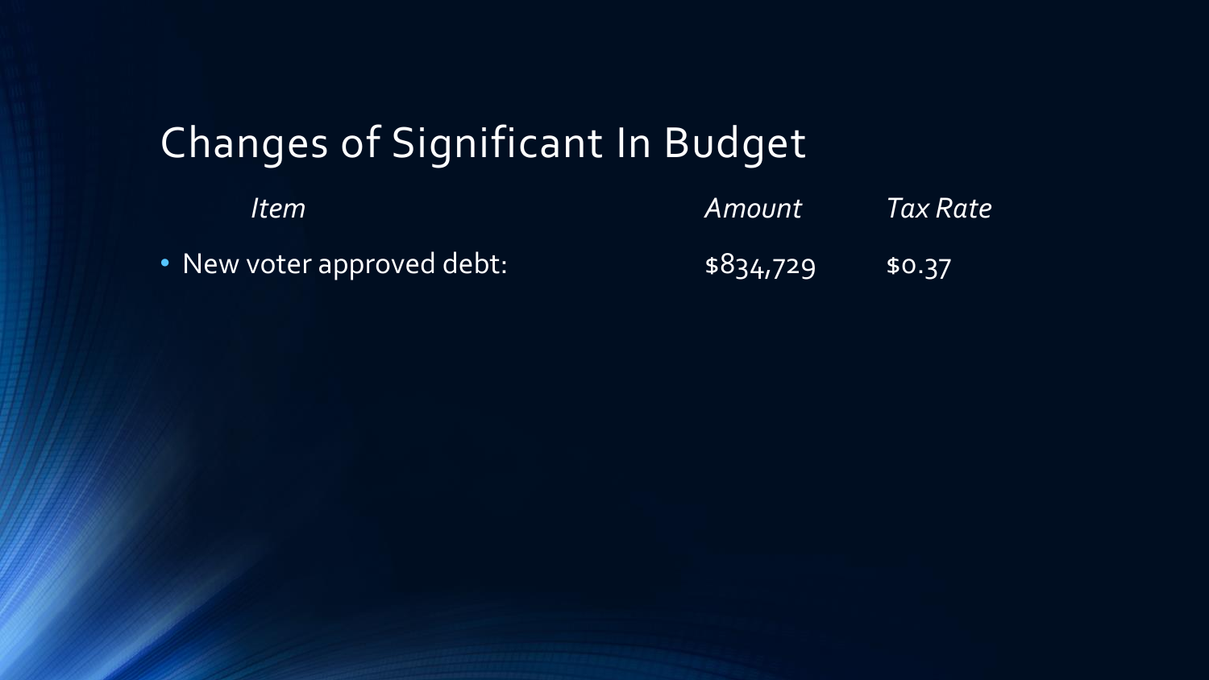# Changes of Significant In Budget

| *Item* | *Amount* | *Tax Rate* |
|---|---|---|
| • New voter approved debt: | $834,729 | $0.37 |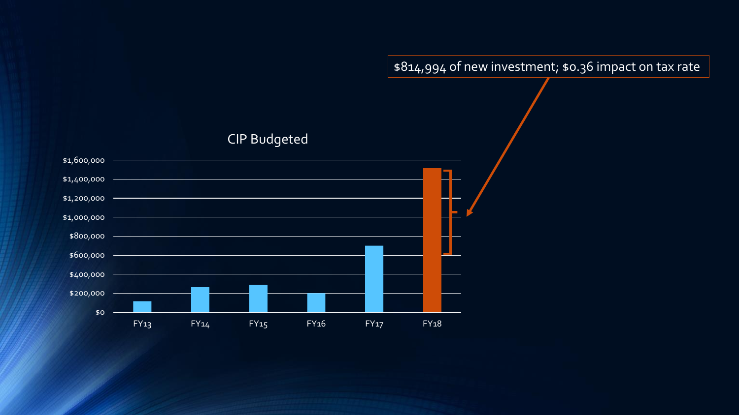$814,994 of new investment; $0.36 impact on tax rate

## CIP Budgeted

| Fiscal Year | CIP Budgeted (approx.) |
|---|---|
| FY13 | ~$115,000 |
| FY14 | ~$265,000 |
| FY15 | ~$285,000 |
| FY16 | ~$200,000 |
| FY17 | ~$700,000 |
| FY18 | ~$1,515,000 |

Y-axis: $0 – $1,600,000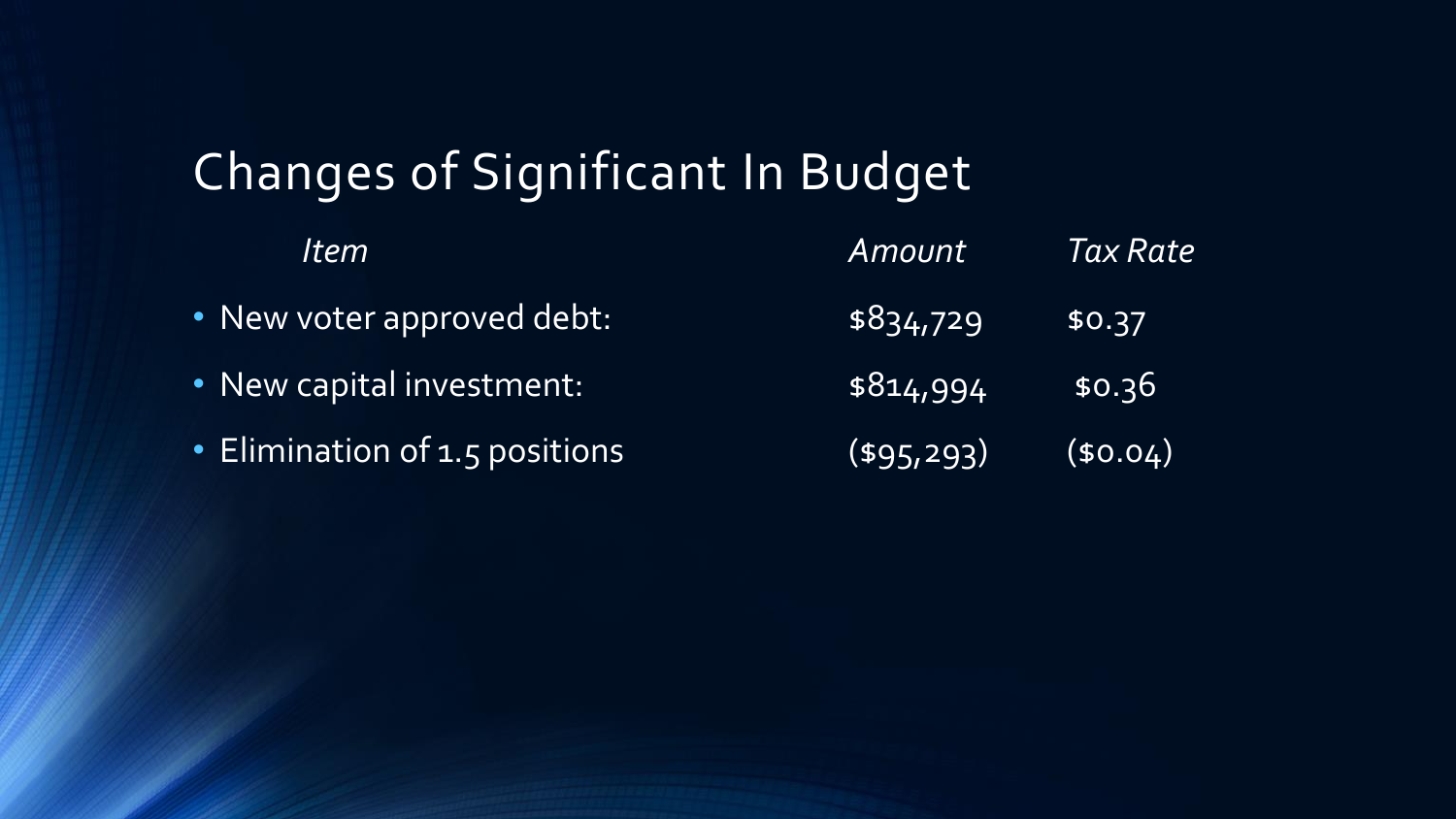# Changes of Significant In Budget

| *Item* | *Amount* | *Tax Rate* |
| --- | --- | --- |
| • New voter approved debt: | $834,729 | $0.37 |
| • New capital investment: | $814,994 | $0.36 |
| • Elimination of 1.5 positions | ($95,293) | ($0.04) |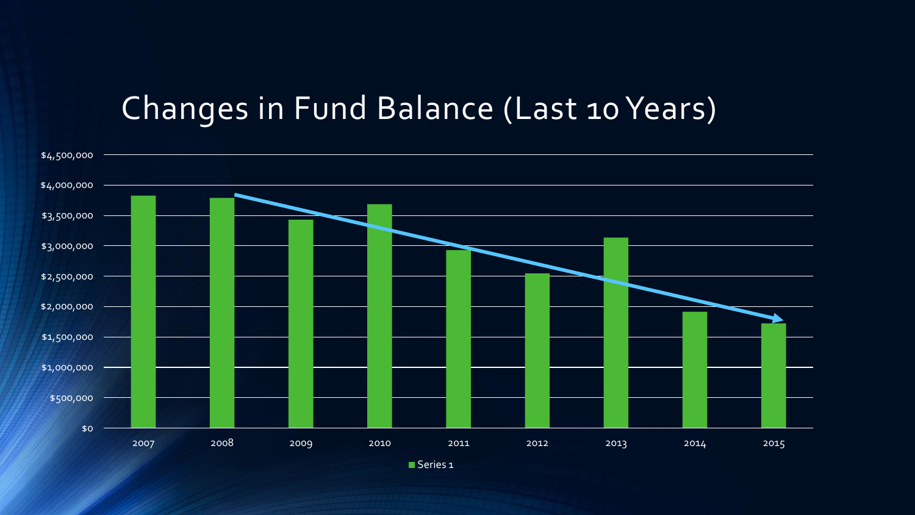# Changes in Fund Balance (Last 10 Years)

$4,500,000
$4,000,000
$3,500,000
$3,000,000
$2,500,000
$2,000,000
$1,500,000
$1,000,000
$500,000
$0

2007 2008 2009 2010 2011 2012 2013 2014 2015

Series 1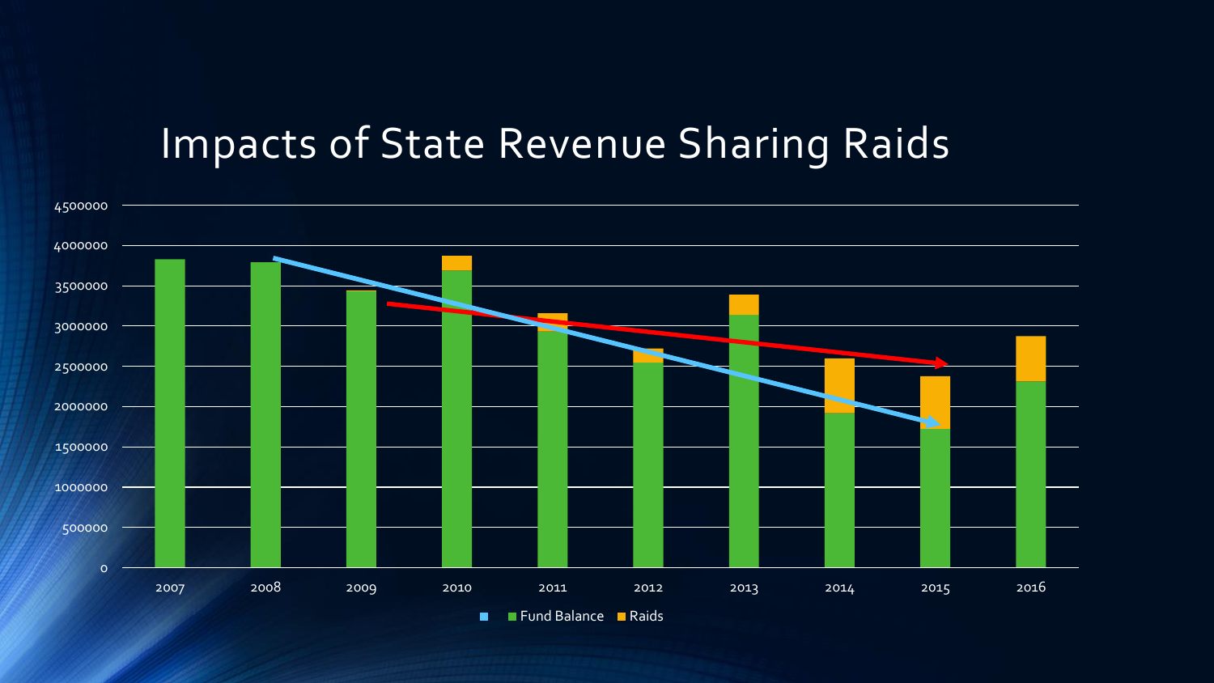# Impacts of State Revenue Sharing Raids

4500000
4000000
3500000
3000000
2500000
2000000
1500000
1000000
500000
0

2007 2008 2009 2010 2011 2012 2013 2014 2015 2016

Fund Balance Raids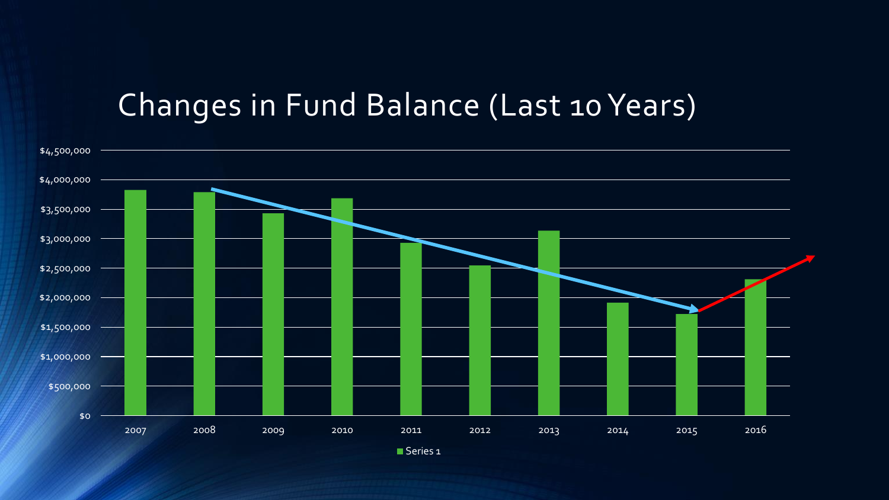# Changes in Fund Balance (Last 10 Years)

$4,500,000
$4,000,000
$3,500,000
$3,000,000
$2,500,000
$2,000,000
$1,500,000
$1,000,000
$500,000
$0

2007 2008 2009 2010 2011 2012 2013 2014 2015 2016

Series 1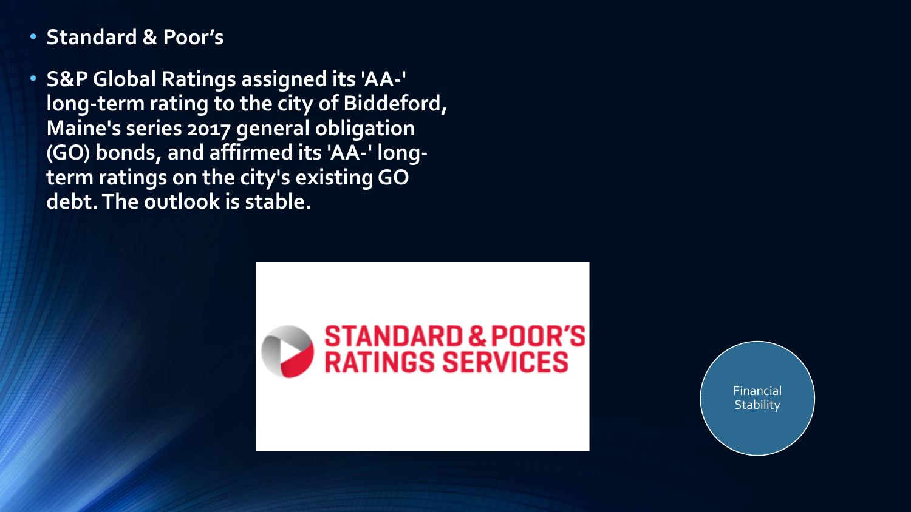- **Standard & Poor's**
- **S&P Global Ratings assigned its 'AA-' long-term rating to the city of Biddeford, Maine's series 2017 general obligation (GO) bonds, and affirmed its 'AA-' long-term ratings on the city's existing GO debt. The outlook is stable.**

STANDARD & POOR'S RATINGS SERVICES

Financial Stability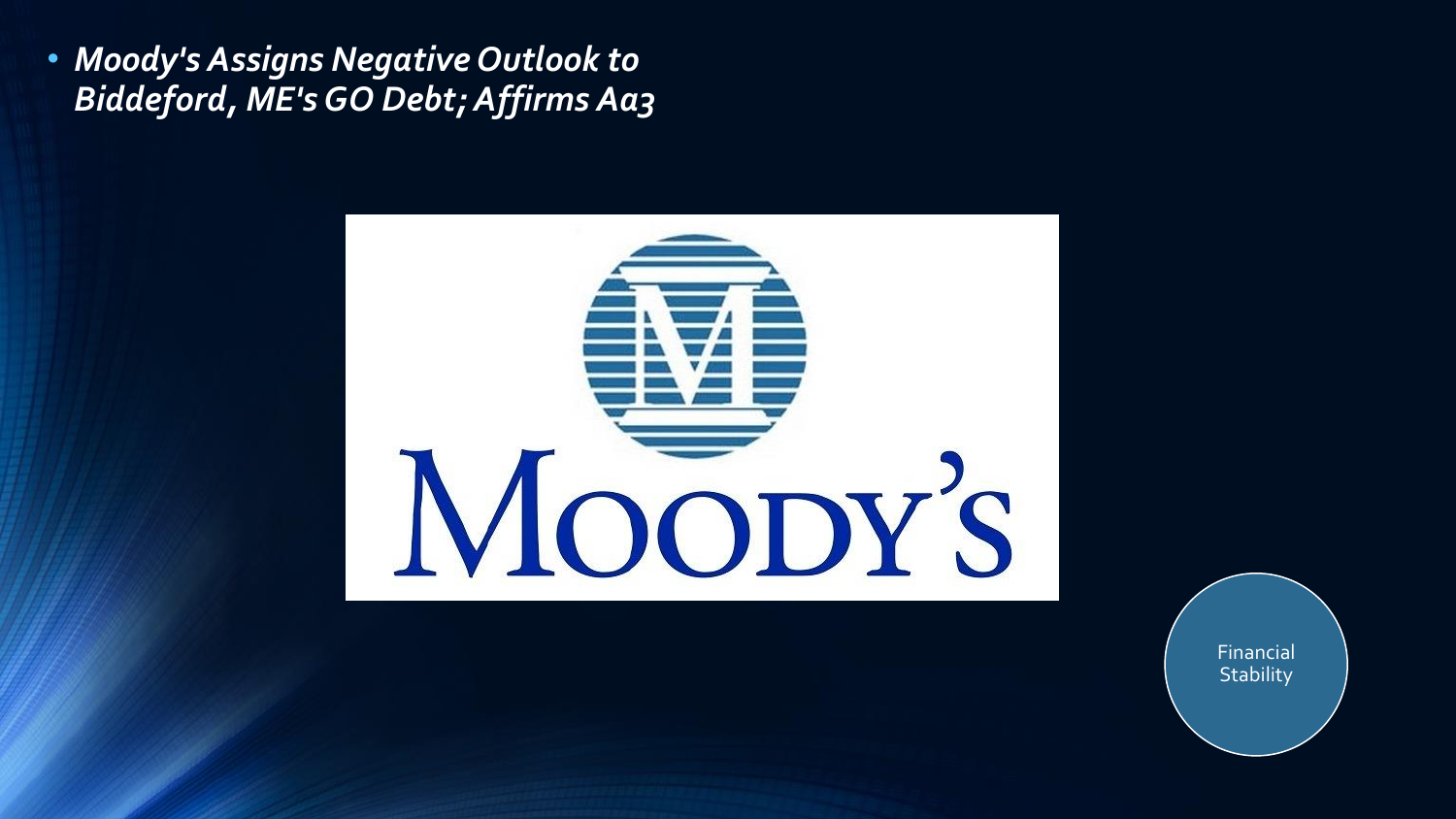- *Moody's Assigns Negative Outlook to Biddeford, ME's GO Debt; Affirms Aa3*

Financial Stability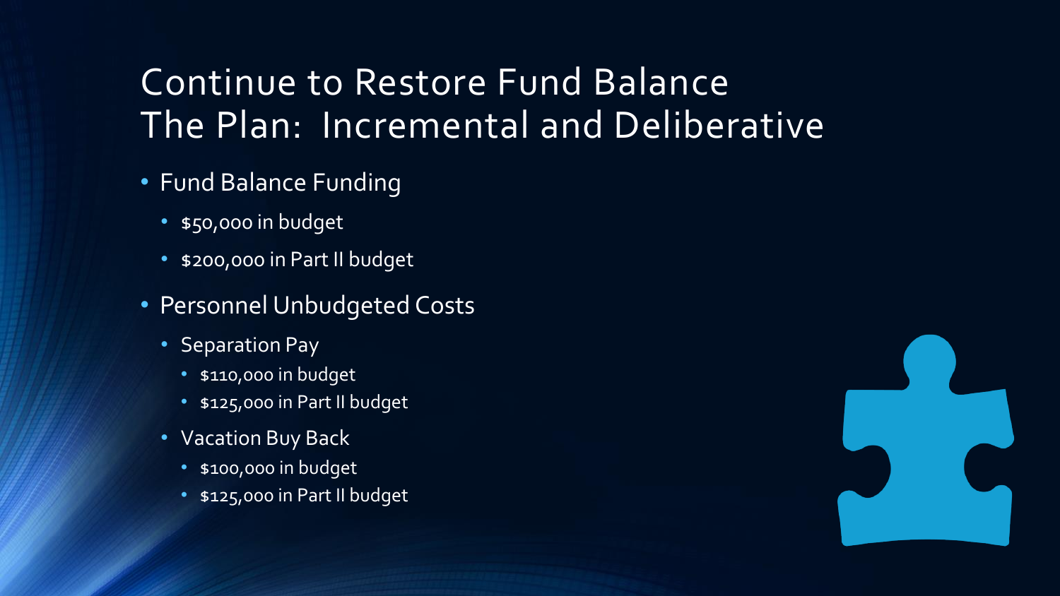# Continue to Restore Fund Balance
# The Plan: Incremental and Deliberative

- Fund Balance Funding
  - $50,000 in budget
  - $200,000 in Part II budget
- Personnel Unbudgeted Costs
  - Separation Pay
    - $110,000 in budget
    - $125,000 in Part II budget
  - Vacation Buy Back
    - $100,000 in budget
    - $125,000 in Part II budget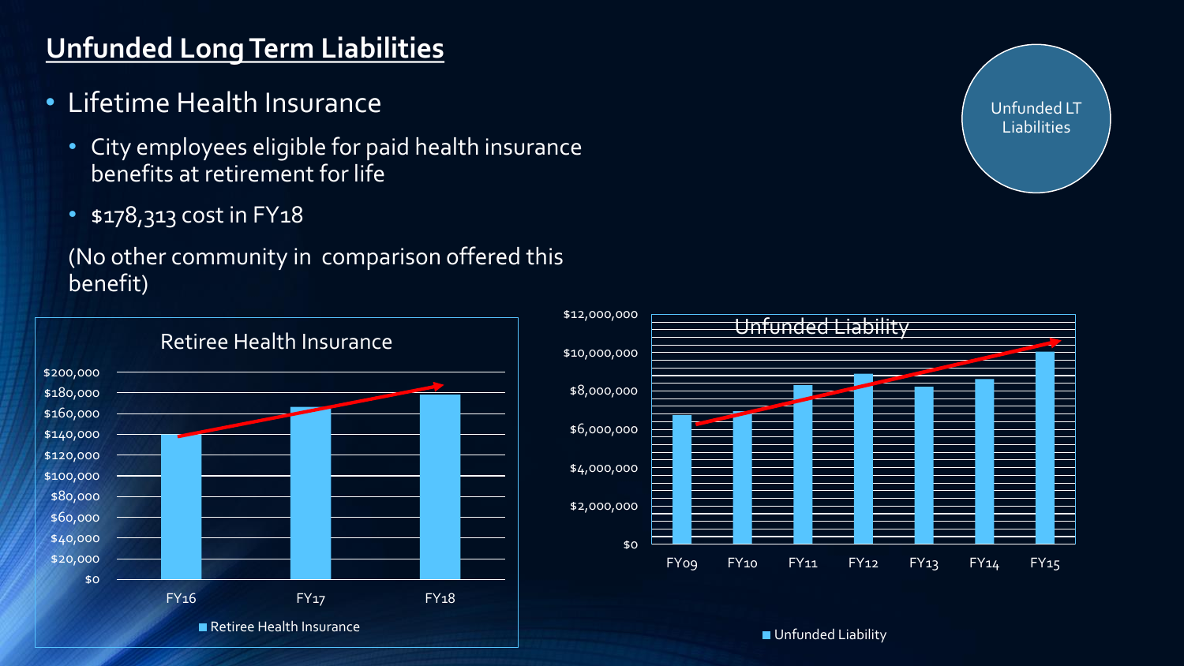# Unfunded Long Term Liabilities

- Lifetime Health Insurance
  - City employees eligible for paid health insurance benefits at retirement for life
  - $178,313 cost in FY18

(No other community in comparison offered this benefit)

Unfunded LT Liabilities

Retiree Health Insurance

Unfunded Liability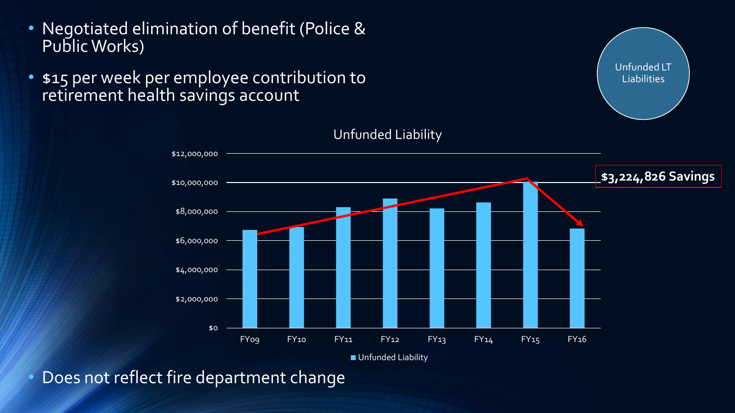- Negotiated elimination of benefit (Police & Public Works)
- $15 per week per employee contribution to retirement health savings account

Unfunded LT Liabilities

Unfunded Liability

**$3,224,826 Savings**

- Does not reflect fire department change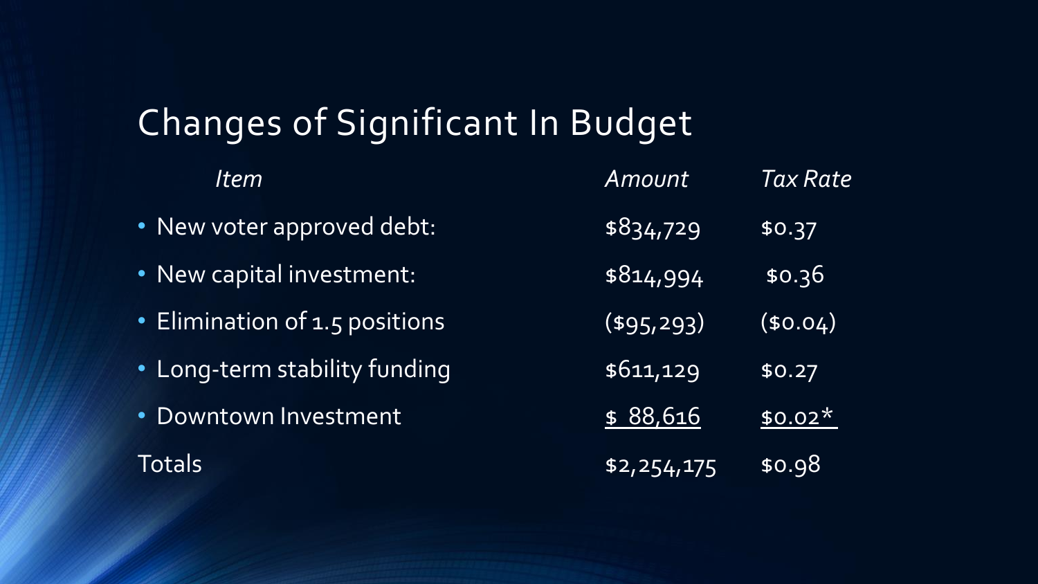## Changes of Significant In Budget

| *Item* | *Amount* | *Tax Rate* |
| --- | --- | --- |
| • New voter approved debt: | $834,729 | $0.37 |
| • New capital investment: | $814,994 | $0.36 |
| • Elimination of 1.5 positions | ($95,293) | ($0.04) |
| • Long-term stability funding | $611,129 | $0.27 |
| • Downtown Investment | $ 88,616 | $0.02* |
| Totals | $2,254,175 | $0.98 |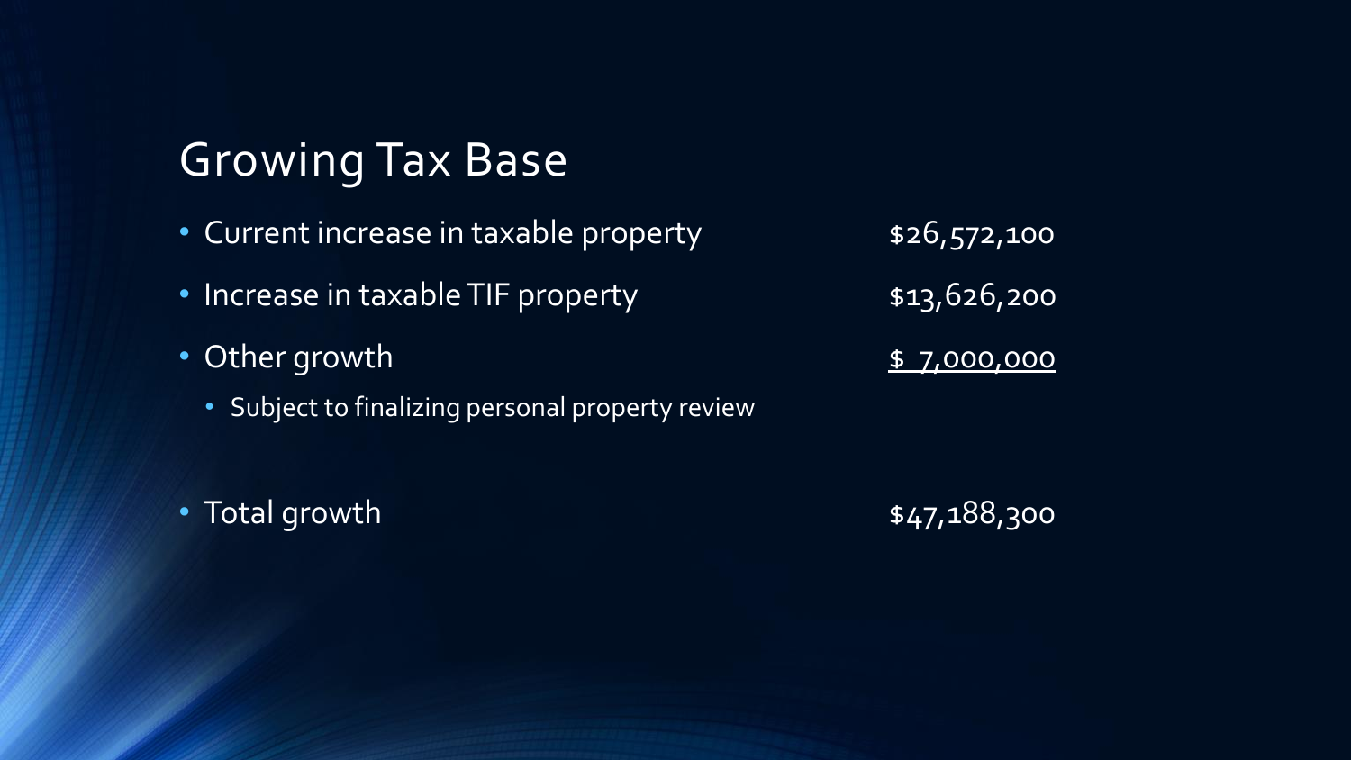# Growing Tax Base

| | |
|---|---|
| Current increase in taxable property | $26,572,100 |
| Increase in taxable TIF property | $13,626,200 |
| Other growth | $ 7,000,000 |
| Subject to finalizing personal property review | |
| Total growth | $47,188,300 |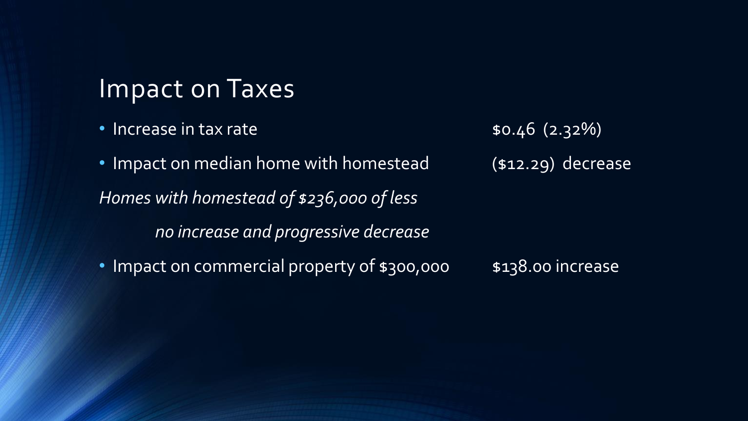# Impact on Taxes

- Increase in tax rate $0.46 (2.32%)
- Impact on median home with homestead ($12.29) decrease

*Homes with homestead of $236,000 of less*

*no increase and progressive decrease*

- Impact on commercial property of $300,000 $138.00 increase